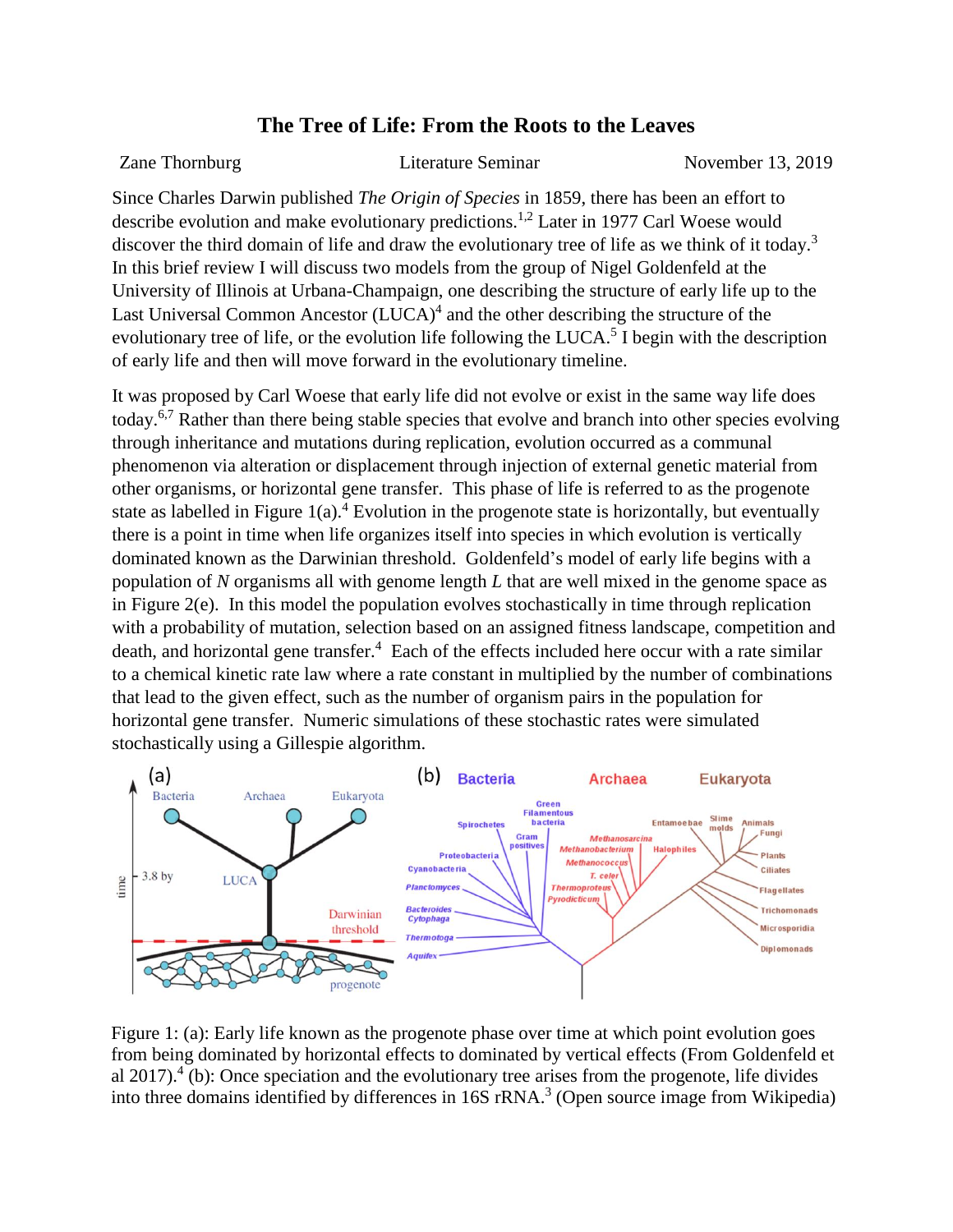# The Tree of Life: From the Roots to the Leaves

Zane Thornburg — Literature Seminar — November 13, 2019

Since Charles Darwin published *The Origin of Species* in 1859, there has been an effort to describe evolution and make evolutionary predictions.[1,2] Later in 1977 Carl Woese would discover the third domain of life and draw the evolutionary tree of life as we think of it today.[3] In this brief review I will discuss two models from the group of Nigel Goldenfeld at the University of Illinois at Urbana-Champaign, one describing the structure of early life up to the Last Universal Common Ancestor (LUCA)[4] and the other describing the structure of the evolutionary tree of life, or the evolution life following the LUCA.[5] I begin with the description of early life and then will move forward in the evolutionary timeline.

It was proposed by Carl Woese that early life did not evolve or exist in the same way life does today.[6,7] Rather than there being stable species that evolve and branch into other species evolving through inheritance and mutations during replication, evolution occurred as a communal phenomenon via alteration or displacement through injection of external genetic material from other organisms, or horizontal gene transfer. This phase of life is referred to as the progenote state as labelled in Figure 1(a).[4] Evolution in the progenote state is horizontally, but eventually there is a point in time when life organizes itself into species in which evolution is vertically dominated known as the Darwinian threshold. Goldenfeld's model of early life begins with a population of $N$ organisms all with genome length $L$ that are well mixed in the genome space as in Figure 2(e). In this model the population evolves stochastically in time through replication with a probability of mutation, selection based on an assigned fitness landscape, competition and death, and horizontal gene transfer.[4] Each of the effects included here occur with a rate similar to a chemical kinetic rate law where a rate constant in multiplied by the number of combinations that lead to the given effect, such as the number of organism pairs in the population for horizontal gene transfer. Numeric simulations of these stochastic rates were simulated stochastically using a Gillespie algorithm.

Figure 1: (a): Early life known as the progenote phase over time at which point evolution goes from being dominated by horizontal effects to dominated by vertical effects (From Goldenfeld et al 2017).[4] (b): Once speciation and the evolutionary tree arises from the progenote, life divides into three domains identified by differences in 16S rRNA.[3] (Open source image from Wikipedia)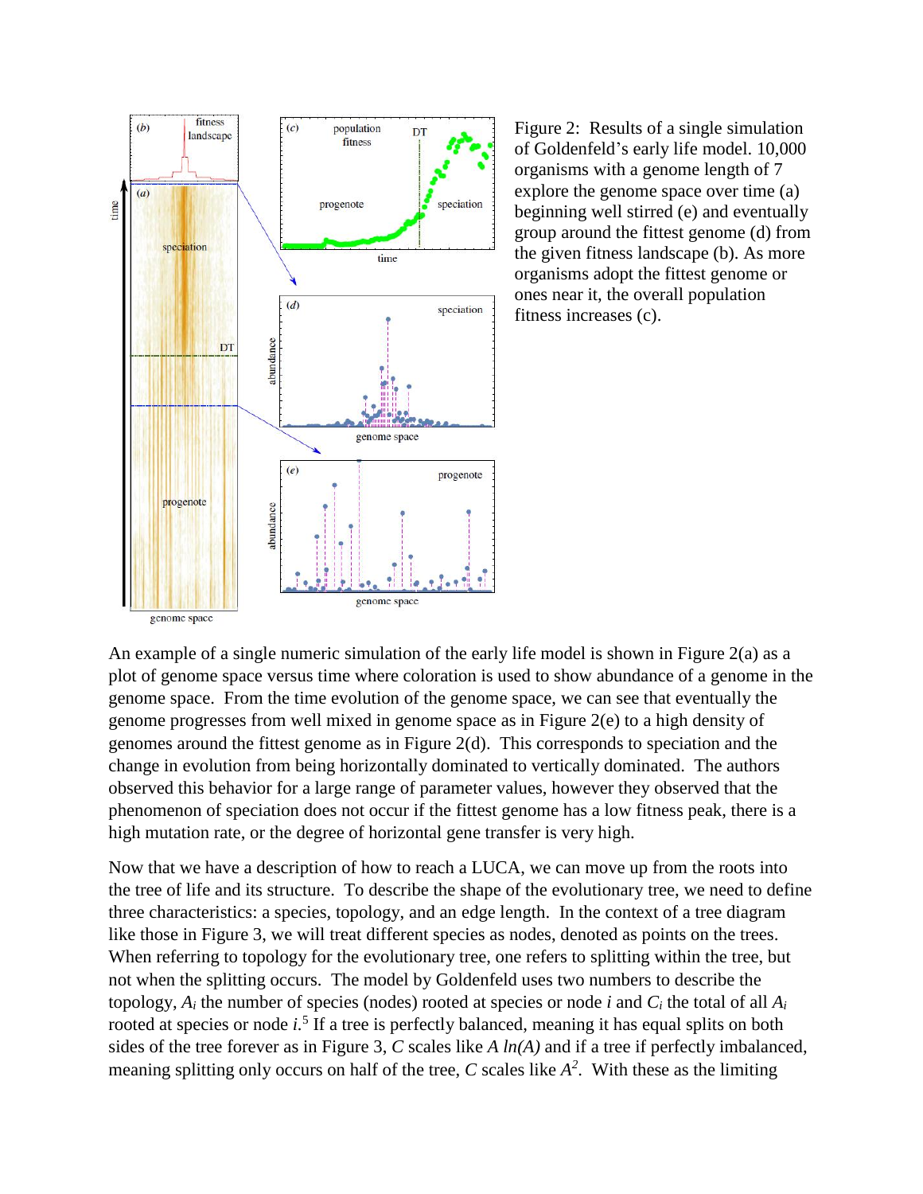Figure 2: Results of a single simulation of Goldenfeld's early life model. 10,000 organisms with a genome length of 7 explore the genome space over time (a) beginning well stirred (e) and eventually group around the fittest genome (d) from the given fitness landscape (b). As more organisms adopt the fittest genome or ones near it, the overall population fitness increases (c).

An example of a single numeric simulation of the early life model is shown in Figure 2(a) as a plot of genome space versus time where coloration is used to show abundance of a genome in the genome space. From the time evolution of the genome space, we can see that eventually the genome progresses from well mixed in genome space as in Figure 2(e) to a high density of genomes around the fittest genome as in Figure 2(d). This corresponds to speciation and the change in evolution from being horizontally dominated to vertically dominated. The authors observed this behavior for a large range of parameter values, however they observed that the phenomenon of speciation does not occur if the fittest genome has a low fitness peak, there is a high mutation rate, or the degree of horizontal gene transfer is very high.

Now that we have a description of how to reach a LUCA, we can move up from the roots into the tree of life and its structure. To describe the shape of the evolutionary tree, we need to define three characteristics: a species, topology, and an edge length. In the context of a tree diagram like those in Figure 3, we will treat different species as nodes, denoted as points on the trees. When referring to topology for the evolutionary tree, one refers to splitting within the tree, but not when the splitting occurs. The model by Goldenfeld uses two numbers to describe the topology, $A_i$ the number of species (nodes) rooted at species or node $i$ and $C_i$ the total of all $A_i$ rooted at species or node $i$.[5] If a tree is perfectly balanced, meaning it has equal splits on both sides of the tree forever as in Figure 3, $C$ scales like $A\ ln(A)$ and if a tree if perfectly imbalanced, meaning splitting only occurs on half of the tree, $C$ scales like $A^2$. With these as the limiting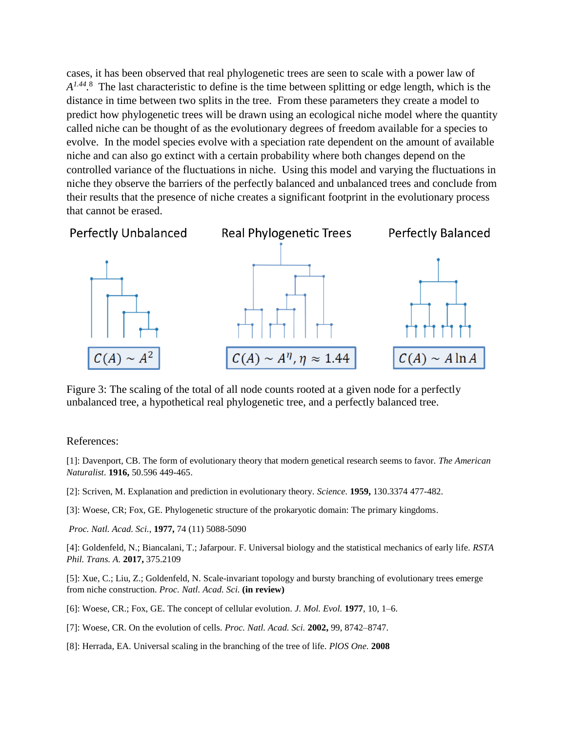cases, it has been observed that real phylogenetic trees are seen to scale with a power law of $A^{1.44}$.[8] The last characteristic to define is the time between splitting or edge length, which is the distance in time between two splits in the tree. From these parameters they create a model to predict how phylogenetic trees will be drawn using an ecological niche model where the quantity called niche can be thought of as the evolutionary degrees of freedom available for a species to evolve. In the model species evolve with a speciation rate dependent on the amount of available niche and can also go extinct with a certain probability where both changes depend on the controlled variance of the fluctuations in niche. Using this model and varying the fluctuations in niche they observe the barriers of the perfectly balanced and unbalanced trees and conclude from their results that the presence of niche creates a significant footprint in the evolutionary process that cannot be erased.

Perfectly Unbalanced

Real Phylogenetic Trees

Perfectly Balanced

$C(A) \sim A^2$

$C(A) \sim A^\eta, \eta \approx 1.44$

$C(A) \sim A \ln A$

Figure 3: The scaling of the total of all node counts rooted at a given node for a perfectly unbalanced tree, a hypothetical real phylogenetic tree, and a perfectly balanced tree.

References:

[1]: Davenport, CB. The form of evolutionary theory that modern genetical research seems to favor. *The American Naturalist*. **1916,** 50.596 449-465.

[2]: Scriven, M. Explanation and prediction in evolutionary theory. *Science*. **1959,** 130.3374 477-482.

[3]: Woese, CR; Fox, GE. Phylogenetic structure of the prokaryotic domain: The primary kingdoms.

*Proc. Natl. Acad. Sci.*, **1977,** 74 (11) 5088-5090

[4]: Goldenfeld, N.; Biancalani, T.; Jafarpour. F. Universal biology and the statistical mechanics of early life. *RSTA Phil. Trans. A.* **2017,** 375.2109

[5]: Xue, C.; Liu, Z.; Goldenfeld, N. Scale-invariant topology and bursty branching of evolutionary trees emerge from niche construction. *Proc. Natl. Acad. Sci.* **(in review)**

[6]: Woese, CR.; Fox, GE. The concept of cellular evolution. *J. Mol. Evol.* **1977**, 10, 1–6.

[7]: Woese, CR. On the evolution of cells. *Proc. Natl. Acad. Sci.* **2002,** 99, 8742–8747.

[8]: Herrada, EA. Universal scaling in the branching of the tree of life. *PlOS One.* **2008**